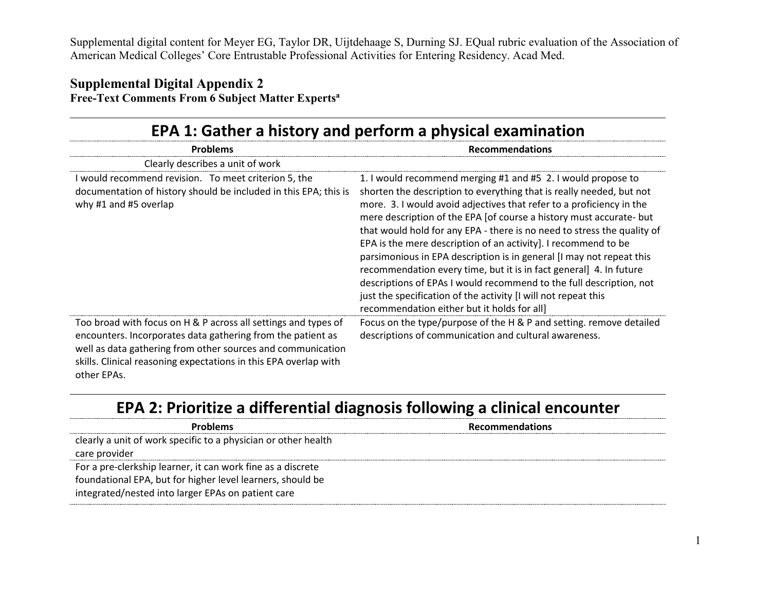Supplemental digital content for Meyer EG, Taylor DR, Uijtdehaage S, Durning SJ. EQual rubric evaluation of the Association of American Medical Colleges' Core Entrustable Professional Activities for Entering Residency. Acad Med.

## Supplemental Digital Appendix 2

**Free-Text Comments From 6 Subject Matter Experts[a]**

## EPA 1: Gather a history and perform a physical examination

| Problems | Recommendations |
| --- | --- |
| Clearly describes a unit of work | |
| I would recommend revision. To meet criterion 5, the documentation of history should be included in this EPA; this is why #1 and #5 overlap | 1. I would recommend merging #1 and #5 2. I would propose to shorten the description to everything that is really needed, but not more. 3. I would avoid adjectives that refer to a proficiency in the mere description of the EPA [of course a history must accurate- but that would hold for any EPA - there is no need to stress the quality of EPA is the mere description of an activity]. I recommend to be parsimonious in EPA description is in general [I may not repeat this recommendation every time, but it is in fact general] 4. In future descriptions of EPAs I would recommend to the full description, not just the specification of the activity [I will not repeat this recommendation either but it holds for all] |
| Too broad with focus on H & P across all settings and types of encounters. Incorporates data gathering from the patient as well as data gathering from other sources and communication skills. Clinical reasoning expectations in this EPA overlap with other EPAs. | Focus on the type/purpose of the H & P and setting. remove detailed descriptions of communication and cultural awareness. |

## EPA 2: Prioritize a differential diagnosis following a clinical encounter

| Problems | Recommendations |
| --- | --- |
| clearly a unit of work specific to a physician or other health care provider | |
| For a pre-clerkship learner, it can work fine as a discrete foundational EPA, but for higher level learners, should be integrated/nested into larger EPAs on patient care | |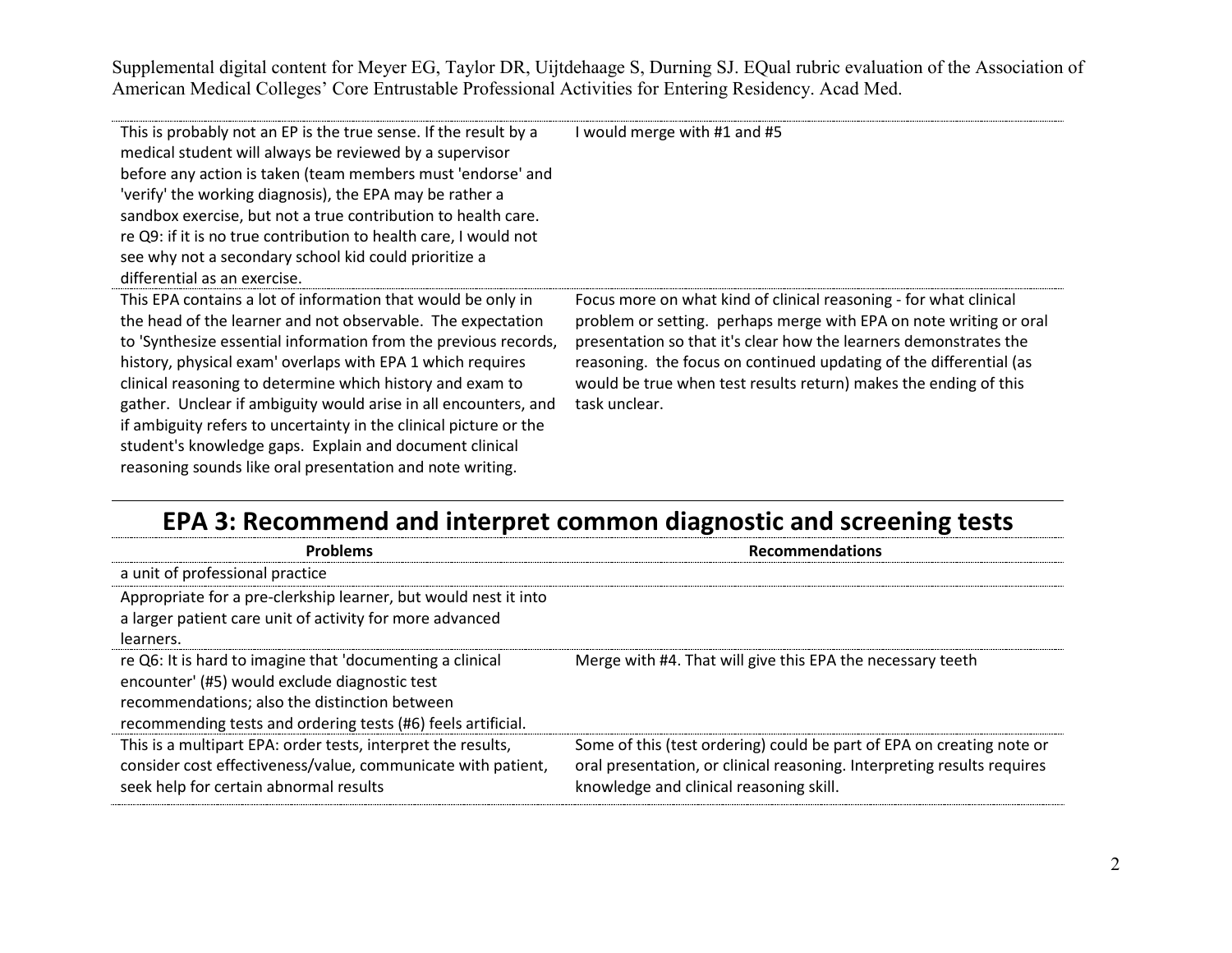| Problems | Recommendations |
|---|---|
| This is probably not an EP is the true sense. If the result by a medical student will always be reviewed by a supervisor before any action is taken (team members must 'endorse' and 'verify' the working diagnosis), the EPA may be rather a sandbox exercise, but not a true contribution to health care. re Q9: if it is no true contribution to health care, I would not see why not a secondary school kid could prioritize a differential as an exercise. | I would merge with #1 and #5 |
| This EPA contains a lot of information that would be only in the head of the learner and not observable. The expectation to 'Synthesize essential information from the previous records, history, physical exam' overlaps with EPA 1 which requires clinical reasoning to determine which history and exam to gather. Unclear if ambiguity would arise in all encounters, and if ambiguity refers to uncertainty in the clinical picture or the student's knowledge gaps. Explain and document clinical reasoning sounds like oral presentation and note writing. | Focus more on what kind of clinical reasoning - for what clinical problem or setting. perhaps merge with EPA on note writing or oral presentation so that it's clear how the learners demonstrates the reasoning. the focus on continued updating of the differential (as would be true when test results return) makes the ending of this task unclear. |

## EPA 3: Recommend and interpret common diagnostic and screening tests

| Problems | Recommendations |
|---|---|
| a unit of professional practice | |
| Appropriate for a pre-clerkship learner, but would nest it into a larger patient care unit of activity for more advanced learners. | |
| re Q6: It is hard to imagine that 'documenting a clinical encounter' (#5) would exclude diagnostic test recommendations; also the distinction between recommending tests and ordering tests (#6) feels artificial. | Merge with #4. That will give this EPA the necessary teeth |
| This is a multipart EPA: order tests, interpret the results, consider cost effectiveness/value, communicate with patient, seek help for certain abnormal results | Some of this (test ordering) could be part of EPA on creating note or oral presentation, or clinical reasoning. Interpreting results requires knowledge and clinical reasoning skill. |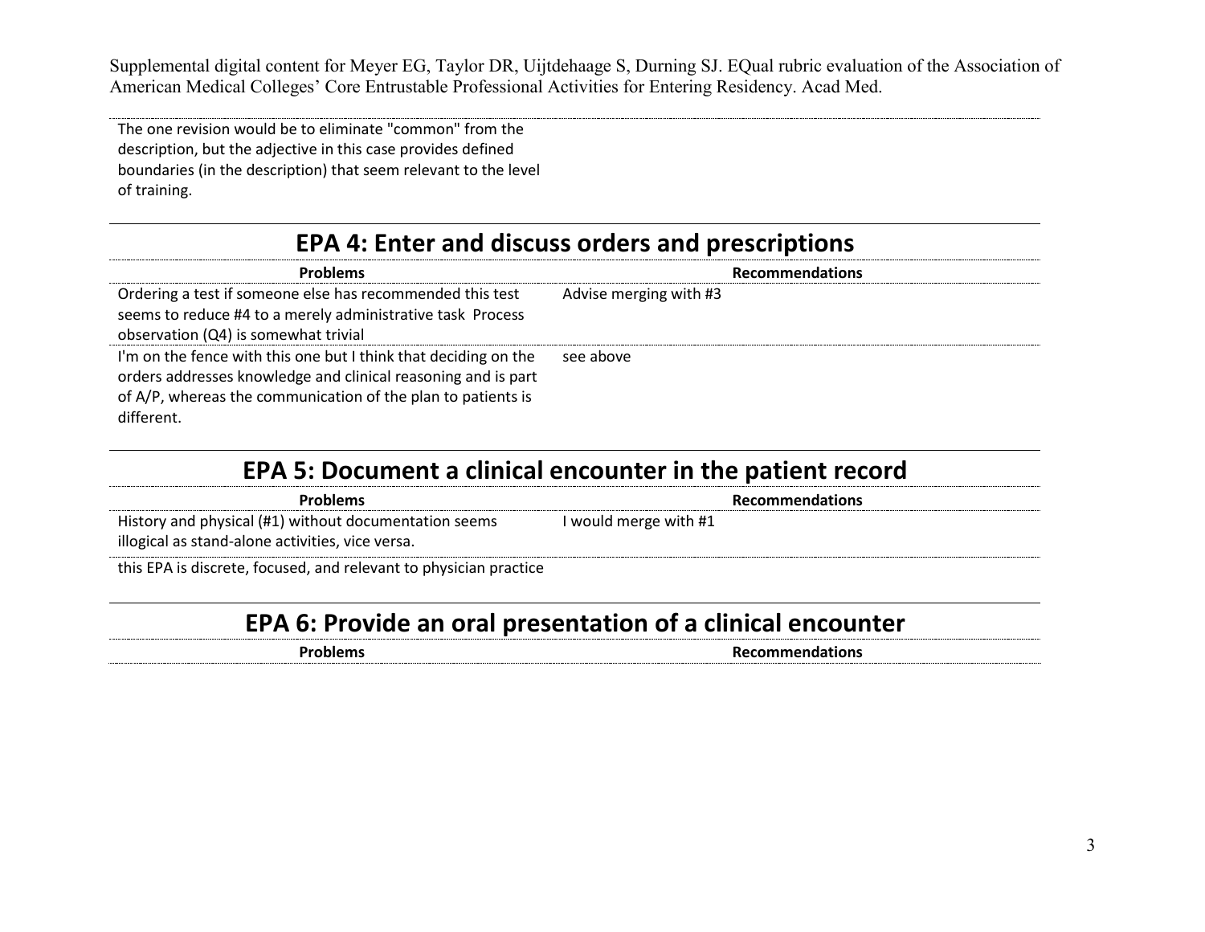| | |
|---|---|
| The one revision would be to eliminate "common" from the description, but the adjective in this case provides defined boundaries (in the description) that seem relevant to the level of training. | |

## EPA 4: Enter and discuss orders and prescriptions

| Problems | Recommendations |
|---|---|
| Ordering a test if someone else has recommended this test seems to reduce #4 to a merely administrative task  Process observation (Q4) is somewhat trivial | Advise merging with #3 |
| I'm on the fence with this one but I think that deciding on the orders addresses knowledge and clinical reasoning and is part of A/P, whereas the communication of the plan to patients is different. | see above |

## EPA 5: Document a clinical encounter in the patient record

| Problems | Recommendations |
|---|---|
| History and physical (#1) without documentation seems illogical as stand-alone activities, vice versa. | I would merge with #1 |
| this EPA is discrete, focused, and relevant to physician practice | |

## EPA 6: Provide an oral presentation of a clinical encounter

| Problems | Recommendations |
|---|---|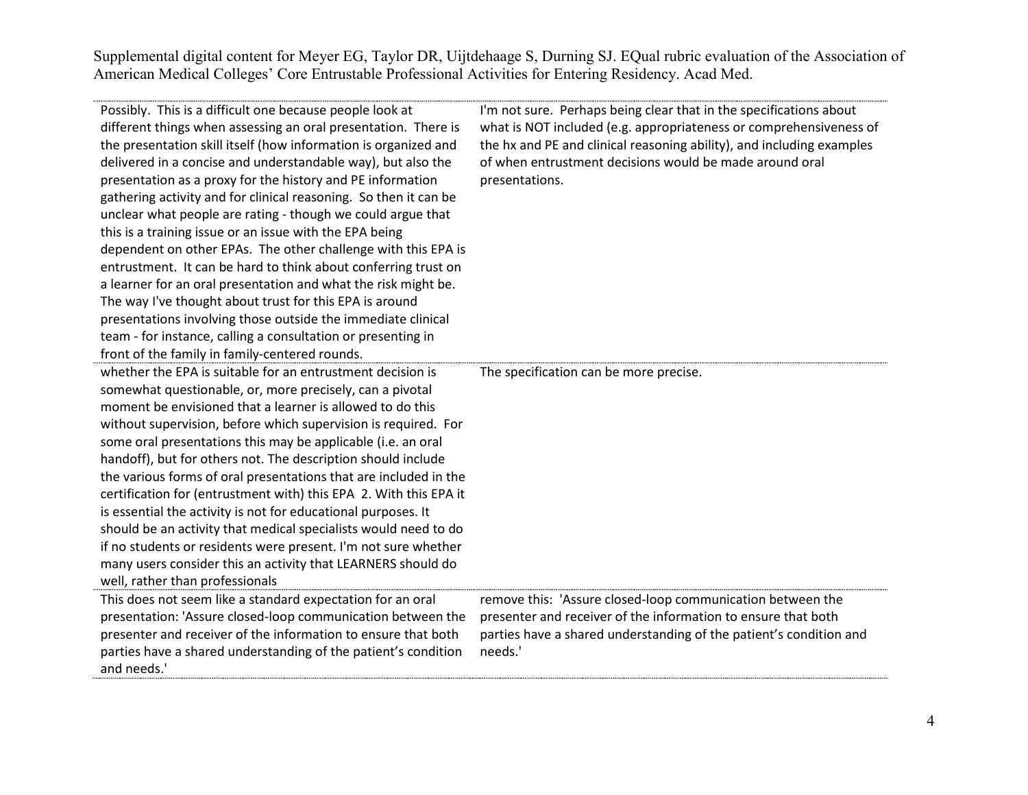| | |
|---|---|
| Possibly. This is a difficult one because people look at different things when assessing an oral presentation. There is the presentation skill itself (how information is organized and delivered in a concise and understandable way), but also the presentation as a proxy for the history and PE information gathering activity and for clinical reasoning. So then it can be unclear what people are rating - though we could argue that this is a training issue or an issue with the EPA being dependent on other EPAs. The other challenge with this EPA is entrustment. It can be hard to think about conferring trust on a learner for an oral presentation and what the risk might be. The way I've thought about trust for this EPA is around presentations involving those outside the immediate clinical team - for instance, calling a consultation or presenting in front of the family in family-centered rounds. | I'm not sure. Perhaps being clear that in the specifications about what is NOT included (e.g. appropriateness or comprehensiveness of the hx and PE and clinical reasoning ability), and including examples of when entrustment decisions would be made around oral presentations. |
| whether the EPA is suitable for an entrustment decision is somewhat questionable, or, more precisely, can a pivotal moment be envisioned that a learner is allowed to do this without supervision, before which supervision is required. For some oral presentations this may be applicable (i.e. an oral handoff), but for others not. The description should include the various forms of oral presentations that are included in the certification for (entrustment with) this EPA 2. With this EPA it is essential the activity is not for educational purposes. It should be an activity that medical specialists would need to do if no students or residents were present. I'm not sure whether many users consider this an activity that LEARNERS should do well, rather than professionals | The specification can be more precise. |
| This does not seem like a standard expectation for an oral presentation: 'Assure closed-loop communication between the presenter and receiver of the information to ensure that both parties have a shared understanding of the patient's condition and needs.' | remove this: 'Assure closed-loop communication between the presenter and receiver of the information to ensure that both parties have a shared understanding of the patient's condition and needs.' |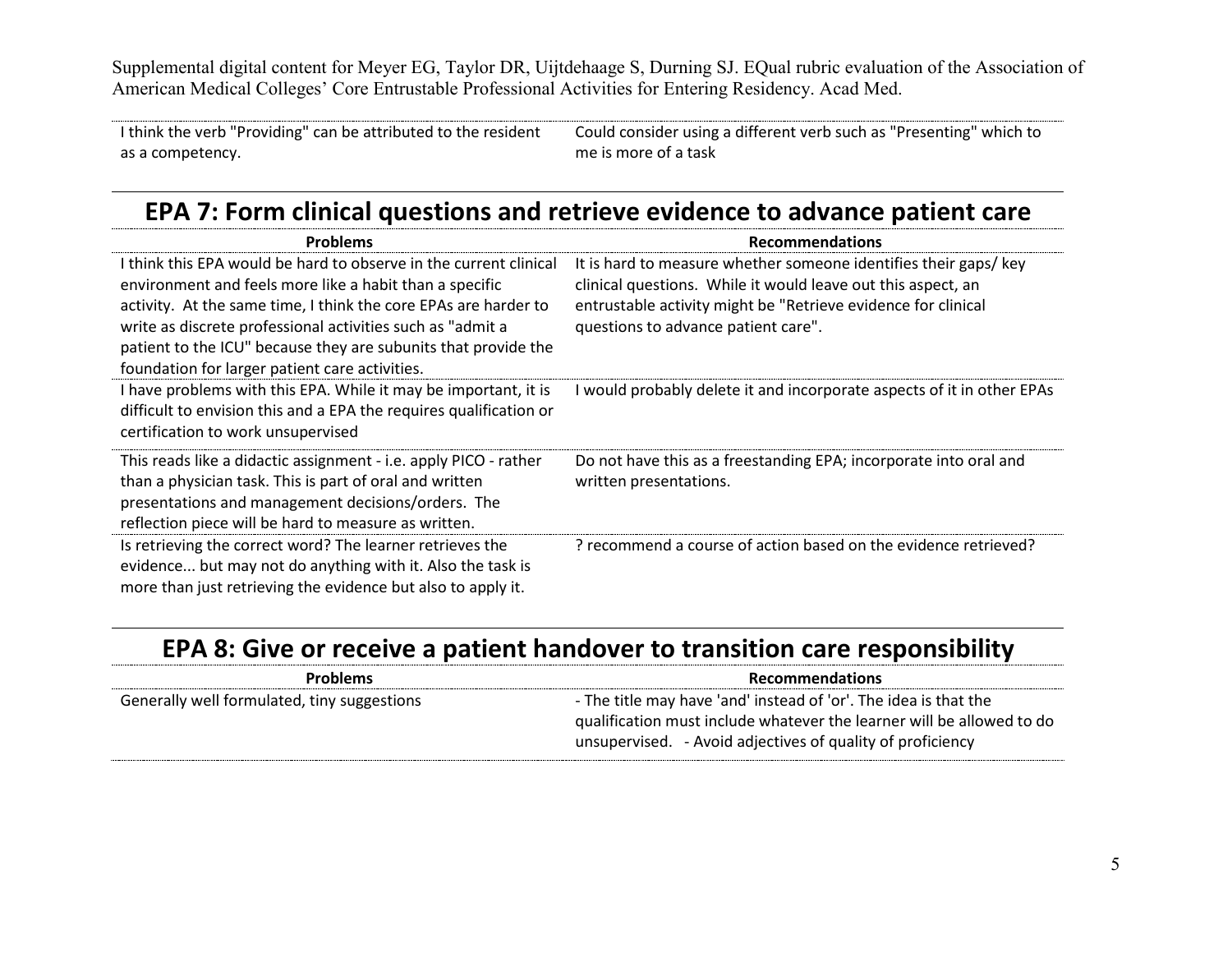| | |
|---|---|
| I think the verb "Providing" can be attributed to the resident as a competency. | Could consider using a different verb such as "Presenting" which to me is more of a task |

## EPA 7: Form clinical questions and retrieve evidence to advance patient care

| Problems | Recommendations |
|---|---|
| I think this EPA would be hard to observe in the current clinical environment and feels more like a habit than a specific activity. At the same time, I think the core EPAs are harder to write as discrete professional activities such as "admit a patient to the ICU" because they are subunits that provide the foundation for larger patient care activities. | It is hard to measure whether someone identifies their gaps/ key clinical questions. While it would leave out this aspect, an entrustable activity might be "Retrieve evidence for clinical questions to advance patient care". |
| I have problems with this EPA. While it may be important, it is difficult to envision this and a EPA the requires qualification or certification to work unsupervised | I would probably delete it and incorporate aspects of it in other EPAs |
| This reads like a didactic assignment - i.e. apply PICO - rather than a physician task. This is part of oral and written presentations and management decisions/orders. The reflection piece will be hard to measure as written. | Do not have this as a freestanding EPA; incorporate into oral and written presentations. |
| Is retrieving the correct word? The learner retrieves the evidence... but may not do anything with it. Also the task is more than just retrieving the evidence but also to apply it. | ? recommend a course of action based on the evidence retrieved? |

## EPA 8: Give or receive a patient handover to transition care responsibility

| Problems | Recommendations |
|---|---|
| Generally well formulated, tiny suggestions | - The title may have 'and' instead of 'or'. The idea is that the qualification must include whatever the learner will be allowed to do unsupervised. - Avoid adjectives of quality of proficiency |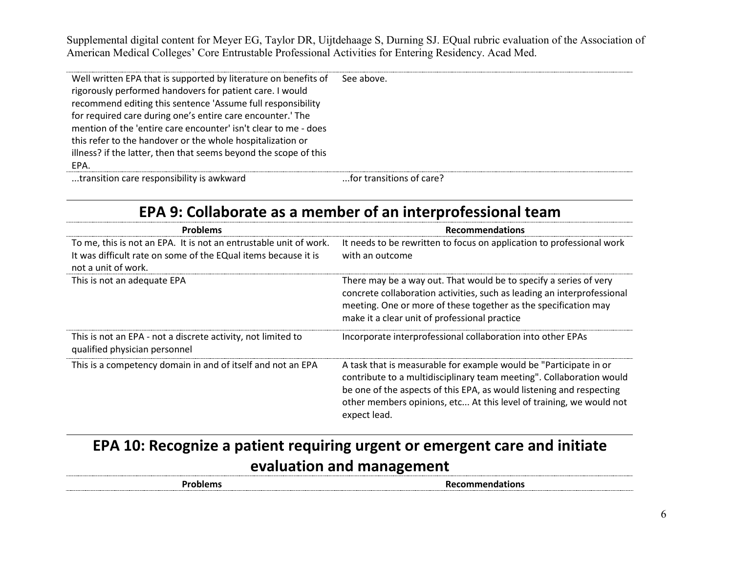| | |
|---|---|
| Well written EPA that is supported by literature on benefits of rigorously performed handovers for patient care. I would recommend editing this sentence 'Assume full responsibility for required care during one's entire care encounter.' The mention of the 'entire care encounter' isn't clear to me - does this refer to the handover or the whole hospitalization or illness? if the latter, then that seems beyond the scope of this EPA. | See above. |
| ...transition care responsibility is awkward | ...for transitions of care? |

## EPA 9: Collaborate as a member of an interprofessional team

| Problems | Recommendations |
|---|---|
| To me, this is not an EPA. It is not an entrustable unit of work. It was difficult rate on some of the EQual items because it is not a unit of work. | It needs to be rewritten to focus on application to professional work with an outcome |
| This is not an adequate EPA | There may be a way out. That would be to specify a series of very concrete collaboration activities, such as leading an interprofessional meeting. One or more of these together as the specification may make it a clear unit of professional practice |
| This is not an EPA - not a discrete activity, not limited to qualified physician personnel | Incorporate interprofessional collaboration into other EPAs |
| This is a competency domain in and of itself and not an EPA | A task that is measurable for example would be "Participate in or contribute to a multidisciplinary team meeting". Collaboration would be one of the aspects of this EPA, as would listening and respecting other members opinions, etc... At this level of training, we would not expect lead. |

## EPA 10: Recognize a patient requiring urgent or emergent care and initiate evaluation and management

| Problems | Recommendations |
|---|---|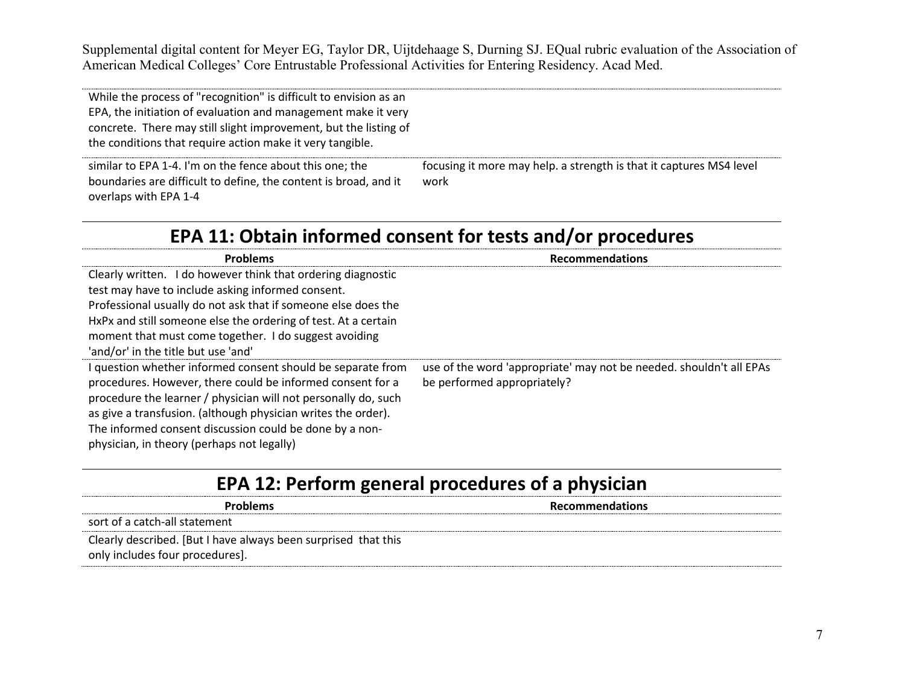| | |
|---|---|
| While the process of "recognition" is difficult to envision as an EPA, the initiation of evaluation and management make it very concrete. There may still slight improvement, but the listing of the conditions that require action make it very tangible. | |
| similar to EPA 1-4. I'm on the fence about this one; the boundaries are difficult to define, the content is broad, and it overlaps with EPA 1-4 | focusing it more may help. a strength is that it captures MS4 level work |

## EPA 11: Obtain informed consent for tests and/or procedures

| Problems | Recommendations |
|---|---|
| Clearly written. I do however think that ordering diagnostic test may have to include asking informed consent. Professional usually do not ask that if someone else does the HxPx and still someone else the ordering of test. At a certain moment that must come together. I do suggest avoiding 'and/or' in the title but use 'and' | |
| I question whether informed consent should be separate from procedures. However, there could be informed consent for a procedure the learner / physician will not personally do, such as give a transfusion. (although physician writes the order). The informed consent discussion could be done by a non-physician, in theory (perhaps not legally) | use of the word 'appropriate' may not be needed. shouldn't all EPAs be performed appropriately? |

## EPA 12: Perform general procedures of a physician

| Problems | Recommendations |
|---|---|
| sort of a catch-all statement | |
| Clearly described. [But I have always been surprised that this only includes four procedures]. | |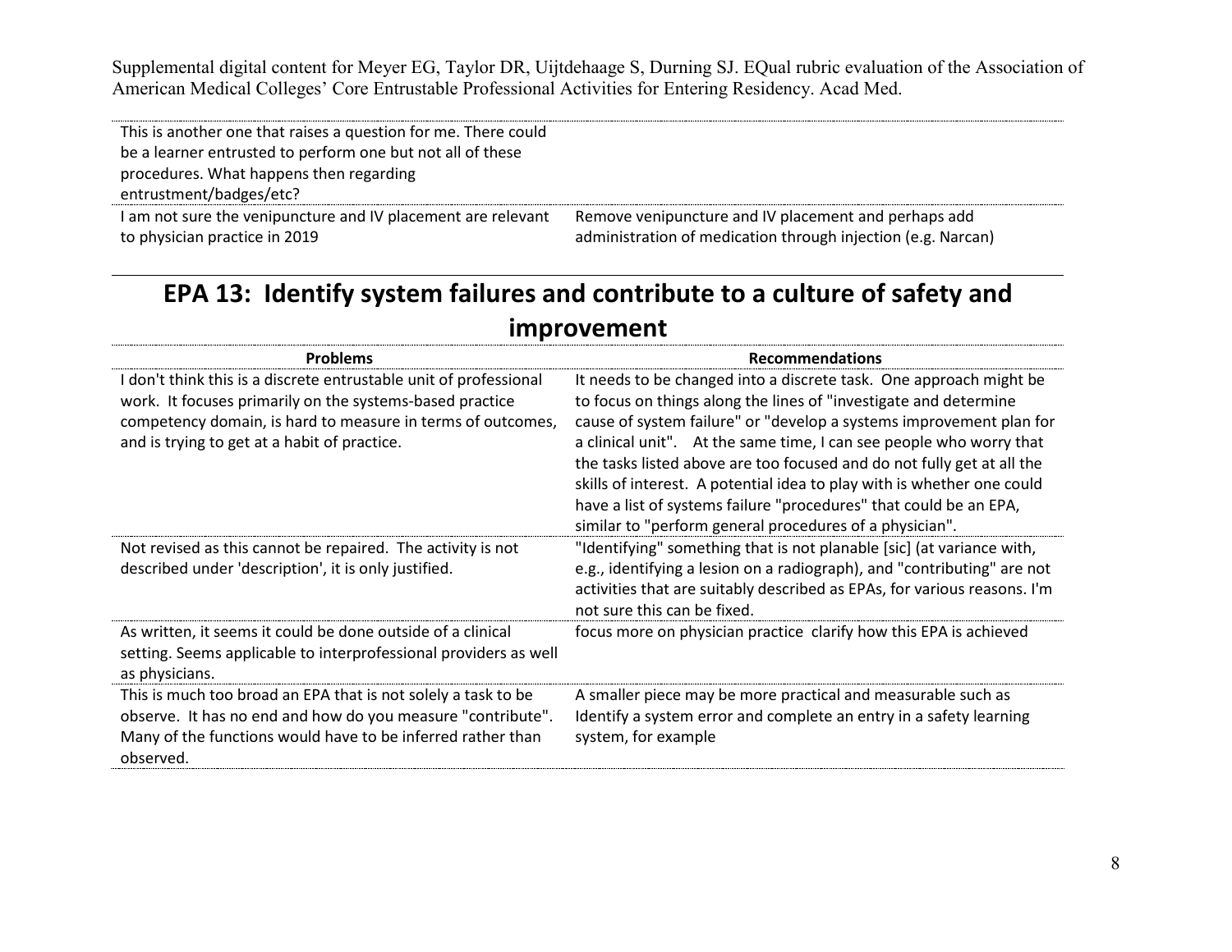| | |
|---|---|
| This is another one that raises a question for me. There could be a learner entrusted to perform one but not all of these procedures. What happens then regarding entrustment/badges/etc? | |
| I am not sure the venipuncture and IV placement are relevant to physician practice in 2019 | Remove venipuncture and IV placement and perhaps add administration of medication through injection (e.g. Narcan) |

# EPA 13: Identify system failures and contribute to a culture of safety and improvement

| Problems | Recommendations |
|---|---|
| I don't think this is a discrete entrustable unit of professional work. It focuses primarily on the systems-based practice competency domain, is hard to measure in terms of outcomes, and is trying to get at a habit of practice. | It needs to be changed into a discrete task. One approach might be to focus on things along the lines of "investigate and determine cause of system failure" or "develop a systems improvement plan for a clinical unit". At the same time, I can see people who worry that the tasks listed above are too focused and do not fully get at all the skills of interest. A potential idea to play with is whether one could have a list of systems failure "procedures" that could be an EPA, similar to "perform general procedures of a physician". |
| Not revised as this cannot be repaired. The activity is not described under 'description', it is only justified. | "Identifying" something that is not planable [sic] (at variance with, e.g., identifying a lesion on a radiograph), and "contributing" are not activities that are suitably described as EPAs, for various reasons. I'm not sure this can be fixed. |
| As written, it seems it could be done outside of a clinical setting. Seems applicable to interprofessional providers as well as physicians. | focus more on physician practice clarify how this EPA is achieved |
| This is much too broad an EPA that is not solely a task to be observe. It has no end and how do you measure "contribute". Many of the functions would have to be inferred rather than observed. | A smaller piece may be more practical and measurable such as Identify a system error and complete an entry in a safety learning system, for example |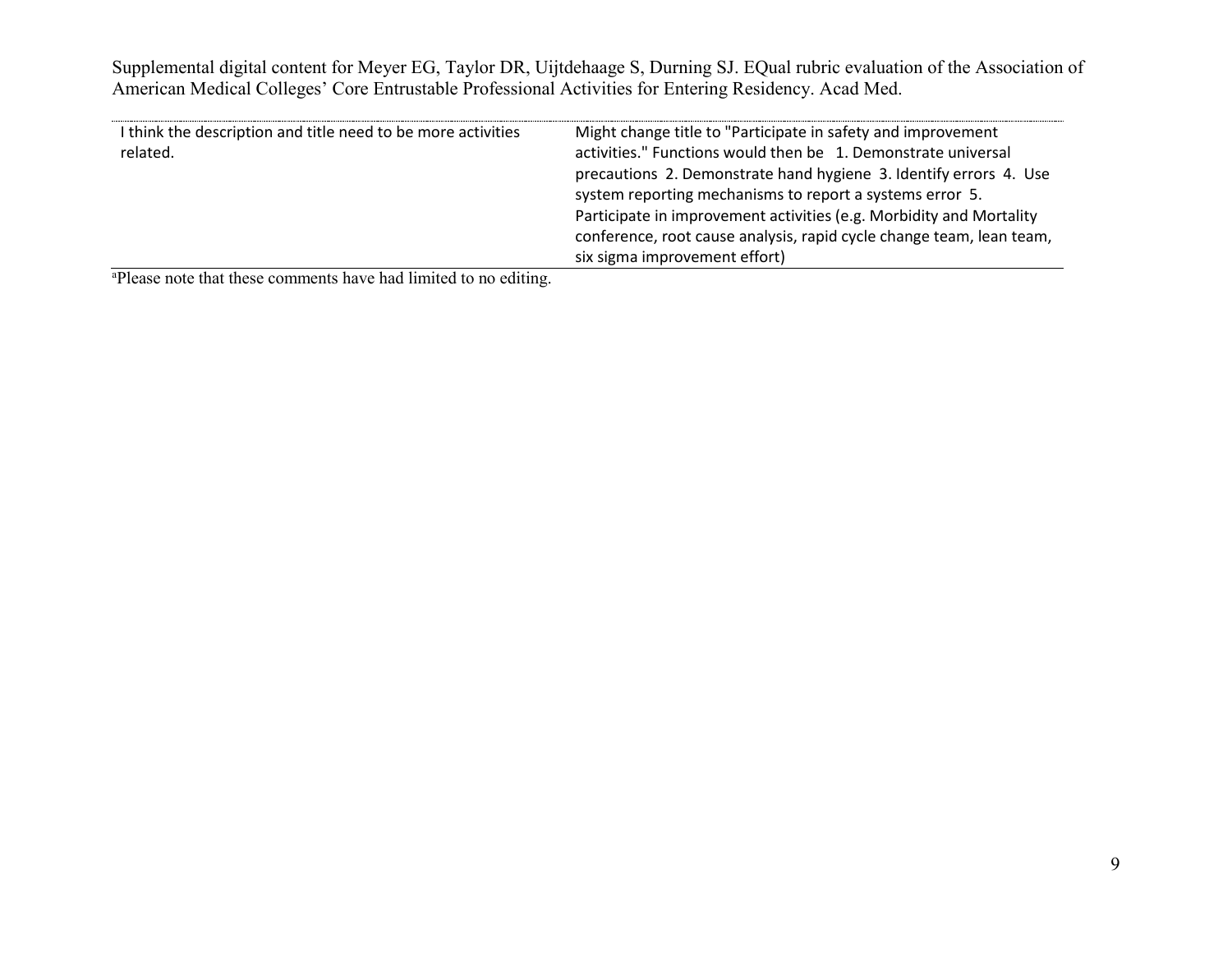| | |
|---|---|
| I think the description and title need to be more activities related. | Might change title to "Participate in safety and improvement activities." Functions would then be 1. Demonstrate universal precautions 2. Demonstrate hand hygiene 3. Identify errors 4. Use system reporting mechanisms to report a systems error 5. Participate in improvement activities (e.g. Morbidity and Mortality conference, root cause analysis, rapid cycle change team, lean team, six sigma improvement effort) |

[a]Please note that these comments have had limited to no editing.